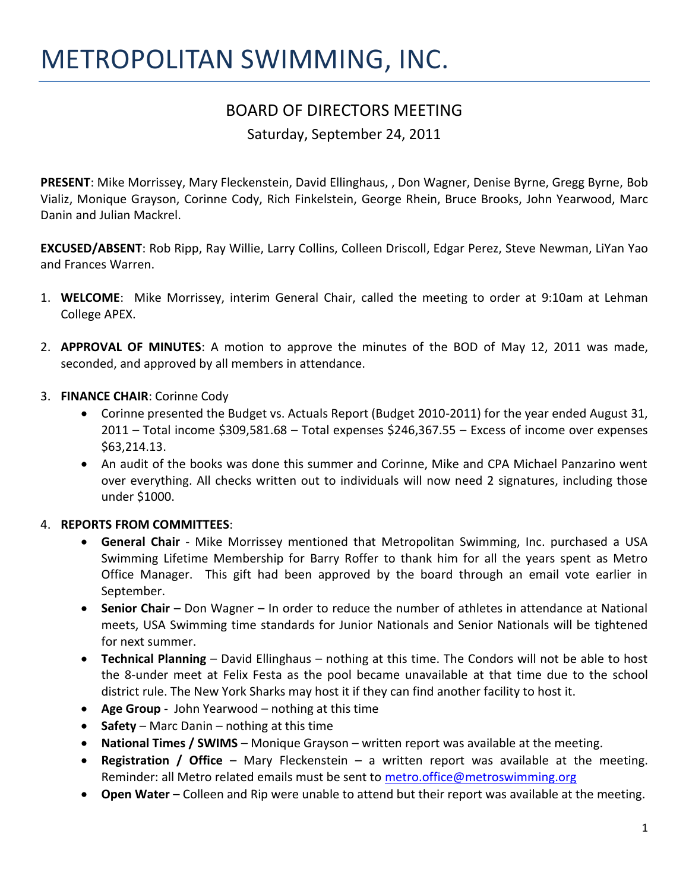# METROPOLITAN SWIMMING, INC.

## BOARD OF DIRECTORS MEETING

Saturday, September 24, 2011

**PRESENT**: Mike Morrissey, Mary Fleckenstein, David Ellinghaus, , Don Wagner, Denise Byrne, Gregg Byrne, Bob Vializ, Monique Grayson, Corinne Cody, Rich Finkelstein, George Rhein, Bruce Brooks, John Yearwood, Marc Danin and Julian Mackrel.

**EXCUSED/ABSENT**: Rob Ripp, Ray Willie, Larry Collins, Colleen Driscoll, Edgar Perez, Steve Newman, LiYan Yao and Frances Warren.

1. **WELCOME**: Mike Morrissey, interim General Chair, called the meeting to order at 9:10am at Lehman College APEX.

2. **APPROVAL OF MINUTES**: A motion to approve the minutes of the BOD of May 12, 2011 was made, seconded, and approved by all members in attendance.

3. **FINANCE CHAIR**: Corinne Cody
   - Corinne presented the Budget vs. Actuals Report (Budget 2010-2011) for the year ended August 31, 2011 – Total income $309,581.68 – Total expenses $246,367.55 – Excess of income over expenses $63,214.13.
   - An audit of the books was done this summer and Corinne, Mike and CPA Michael Panzarino went over everything. All checks written out to individuals will now need 2 signatures, including those under $1000.

4. **REPORTS FROM COMMITTEES**:
   - **General Chair** - Mike Morrissey mentioned that Metropolitan Swimming, Inc. purchased a USA Swimming Lifetime Membership for Barry Roffer to thank him for all the years spent as Metro Office Manager. This gift had been approved by the board through an email vote earlier in September.
   - **Senior Chair** – Don Wagner – In order to reduce the number of athletes in attendance at National meets, USA Swimming time standards for Junior Nationals and Senior Nationals will be tightened for next summer.
   - **Technical Planning** – David Ellinghaus – nothing at this time. The Condors will not be able to host the 8-under meet at Felix Festa as the pool became unavailable at that time due to the school district rule. The New York Sharks may host it if they can find another facility to host it.
   - **Age Group** - John Yearwood – nothing at this time
   - **Safety** – Marc Danin – nothing at this time
   - **National Times / SWIMS** – Monique Grayson – written report was available at the meeting.
   - **Registration / Office** – Mary Fleckenstein – a written report was available at the meeting. Reminder: all Metro related emails must be sent to metro.office@metroswimming.org
   - **Open Water** – Colleen and Rip were unable to attend but their report was available at the meeting.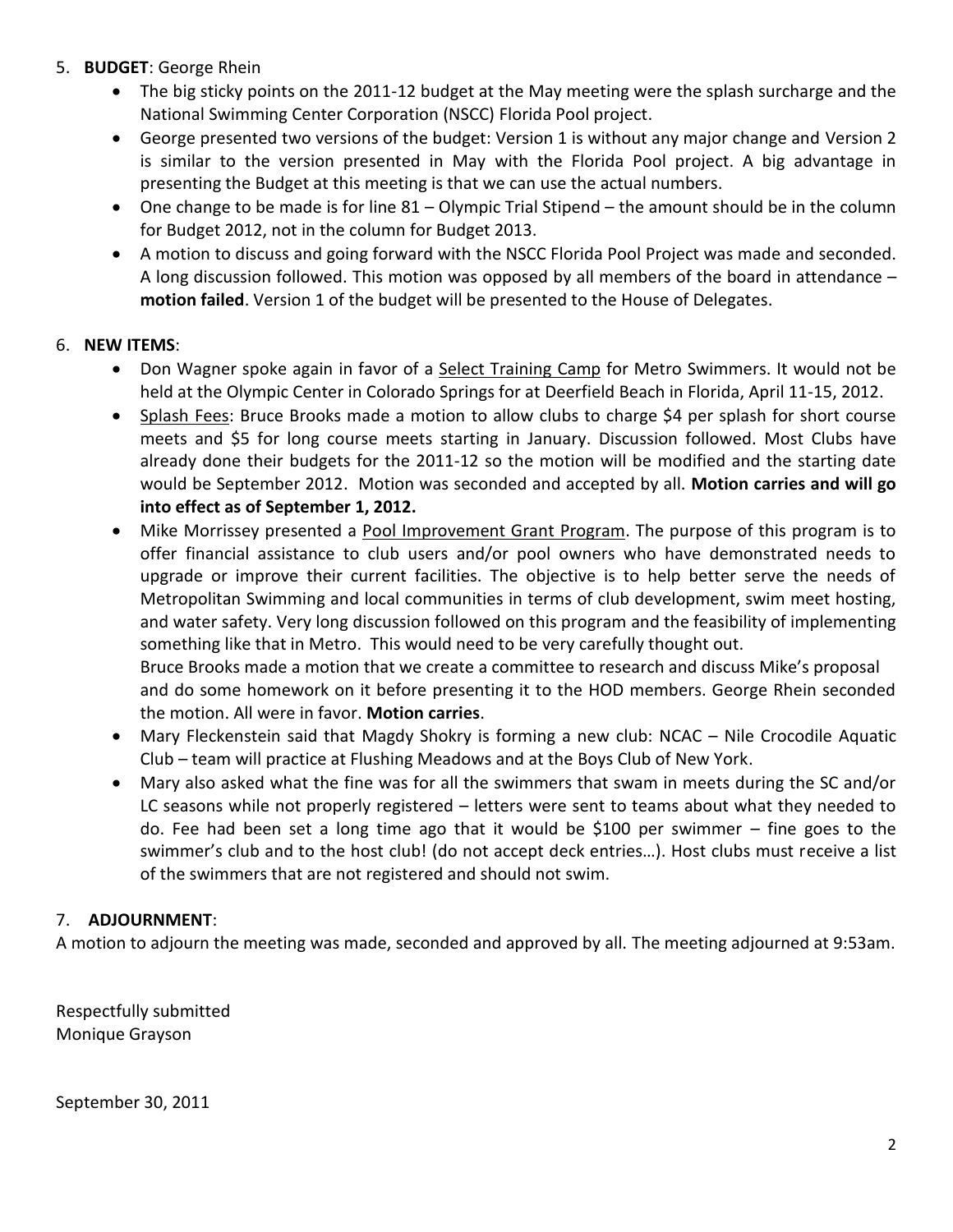5. **BUDGET**: George Rhein
   - The big sticky points on the 2011-12 budget at the May meeting were the splash surcharge and the National Swimming Center Corporation (NSCC) Florida Pool project.
   - George presented two versions of the budget: Version 1 is without any major change and Version 2 is similar to the version presented in May with the Florida Pool project. A big advantage in presenting the Budget at this meeting is that we can use the actual numbers.
   - One change to be made is for line 81 – Olympic Trial Stipend – the amount should be in the column for Budget 2012, not in the column for Budget 2013.
   - A motion to discuss and going forward with the NSCC Florida Pool Project was made and seconded. A long discussion followed. This motion was opposed by all members of the board in attendance – **motion failed**. Version 1 of the budget will be presented to the House of Delegates.

6. **NEW ITEMS**:
   - Don Wagner spoke again in favor of a <u>Select Training Camp</u> for Metro Swimmers. It would not be held at the Olympic Center in Colorado Springs for at Deerfield Beach in Florida, April 11-15, 2012.
   - <u>Splash Fees</u>: Bruce Brooks made a motion to allow clubs to charge $4 per splash for short course meets and $5 for long course meets starting in January. Discussion followed. Most Clubs have already done their budgets for the 2011-12 so the motion will be modified and the starting date would be September 2012. Motion was seconded and accepted by all. **Motion carries and will go into effect as of September 1, 2012.**
   - Mike Morrissey presented a <u>Pool Improvement Grant Program</u>. The purpose of this program is to offer financial assistance to club users and/or pool owners who have demonstrated needs to upgrade or improve their current facilities. The objective is to help better serve the needs of Metropolitan Swimming and local communities in terms of club development, swim meet hosting, and water safety. Very long discussion followed on this program and the feasibility of implementing something like that in Metro. This would need to be very carefully thought out.
     Bruce Brooks made a motion that we create a committee to research and discuss Mike's proposal and do some homework on it before presenting it to the HOD members. George Rhein seconded the motion. All were in favor. **Motion carries**.
   - Mary Fleckenstein said that Magdy Shokry is forming a new club: NCAC – Nile Crocodile Aquatic Club – team will practice at Flushing Meadows and at the Boys Club of New York.
   - Mary also asked what the fine was for all the swimmers that swam in meets during the SC and/or LC seasons while not properly registered – letters were sent to teams about what they needed to do. Fee had been set a long time ago that it would be $100 per swimmer – fine goes to the swimmer's club and to the host club! (do not accept deck entries…). Host clubs must receive a list of the swimmers that are not registered and should not swim.

7. **ADJOURNMENT**:

A motion to adjourn the meeting was made, seconded and approved by all. The meeting adjourned at 9:53am.

Respectfully submitted
Monique Grayson

September 30, 2011